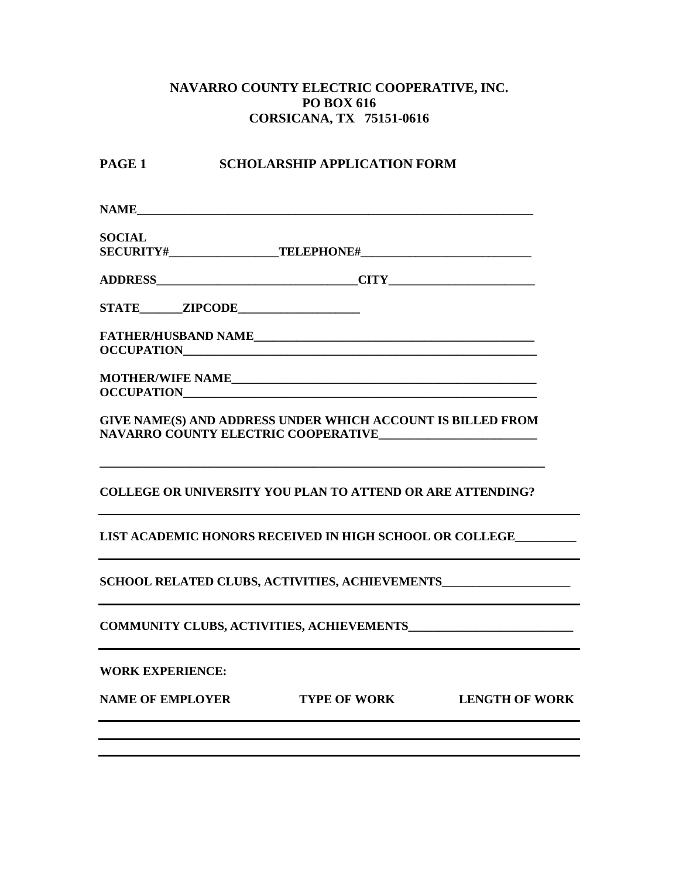**NAVARRO COUNTY ELECTRIC COOPERATIVE, INC.**
**PO BOX 616**
**CORSICANA, TX 75151-0616**

**PAGE 1 SCHOLARSHIP APPLICATION FORM**

**NAME**\_\_\_\_\_\_\_\_\_\_\_\_\_\_\_\_\_\_\_\_\_\_\_\_\_\_\_\_\_\_\_\_\_\_\_\_\_\_\_\_\_\_\_\_\_\_\_\_\_\_\_\_\_\_\_\_\_\_\_\_

**SOCIAL SECURITY#**\_\_\_\_\_\_\_\_\_\_\_\_\_\_\_\_\_\_ **TELEPHONE#**\_\_\_\_\_\_\_\_\_\_\_\_\_\_\_\_\_\_\_\_\_\_\_\_\_\_\_\_

**ADDRESS**\_\_\_\_\_\_\_\_\_\_\_\_\_\_\_\_\_\_\_\_\_\_\_\_\_\_\_\_\_\_\_\_\_ **CITY**\_\_\_\_\_\_\_\_\_\_\_\_\_\_\_\_\_\_\_\_\_\_\_\_

**STATE**\_\_\_\_\_\_\_ **ZIPCODE**\_\_\_\_\_\_\_\_\_\_\_\_\_\_\_\_\_\_\_\_

**FATHER/HUSBAND NAME**\_\_\_\_\_\_\_\_\_\_\_\_\_\_\_\_\_\_\_\_\_\_\_\_\_\_\_\_\_\_\_\_\_\_\_\_\_\_\_\_\_\_\_\_\_\_
**OCCUPATION**\_\_\_\_\_\_\_\_\_\_\_\_\_\_\_\_\_\_\_\_\_\_\_\_\_\_\_\_\_\_\_\_\_\_\_\_\_\_\_\_\_\_\_\_\_\_\_\_\_\_\_\_\_\_\_\_\_\_\_

**MOTHER/WIFE NAME**\_\_\_\_\_\_\_\_\_\_\_\_\_\_\_\_\_\_\_\_\_\_\_\_\_\_\_\_\_\_\_\_\_\_\_\_\_\_\_\_\_\_\_\_\_\_\_\_\_\_
**OCCUPATION**\_\_\_\_\_\_\_\_\_\_\_\_\_\_\_\_\_\_\_\_\_\_\_\_\_\_\_\_\_\_\_\_\_\_\_\_\_\_\_\_\_\_\_\_\_\_\_\_\_\_\_\_\_\_\_\_\_\_\_

**GIVE NAME(S) AND ADDRESS UNDER WHICH ACCOUNT IS BILLED FROM NAVARRO COUNTY ELECTRIC COOPERATIVE**\_\_\_\_\_\_\_\_\_\_\_\_\_\_\_\_\_\_\_\_\_\_\_\_\_\_

\_\_\_\_\_\_\_\_\_\_\_\_\_\_\_\_\_\_\_\_\_\_\_\_\_\_\_\_\_\_\_\_\_\_\_\_\_\_\_\_\_\_\_\_\_\_\_\_\_\_\_\_\_\_\_\_\_\_\_\_\_\_\_\_\_\_\_\_\_\_\_\_\_\_

**COLLEGE OR UNIVERSITY YOU PLAN TO ATTEND OR ARE ATTENDING?**

\_\_\_\_\_\_\_\_\_\_\_\_\_\_\_\_\_\_\_\_\_\_\_\_\_\_\_\_\_\_\_\_\_\_\_\_\_\_\_\_\_\_\_\_\_\_\_\_\_\_\_\_\_\_\_\_\_\_\_\_\_\_\_\_\_\_\_\_\_\_\_\_\_\_

**LIST ACADEMIC HONORS RECEIVED IN HIGH SCHOOL OR COLLEGE**\_\_\_\_\_\_\_\_\_\_

\_\_\_\_\_\_\_\_\_\_\_\_\_\_\_\_\_\_\_\_\_\_\_\_\_\_\_\_\_\_\_\_\_\_\_\_\_\_\_\_\_\_\_\_\_\_\_\_\_\_\_\_\_\_\_\_\_\_\_\_\_\_\_\_\_\_\_\_\_\_\_\_\_\_

**SCHOOL RELATED CLUBS, ACTIVITIES, ACHIEVEMENTS**\_\_\_\_\_\_\_\_\_\_\_\_\_\_\_\_\_\_\_\_\_

\_\_\_\_\_\_\_\_\_\_\_\_\_\_\_\_\_\_\_\_\_\_\_\_\_\_\_\_\_\_\_\_\_\_\_\_\_\_\_\_\_\_\_\_\_\_\_\_\_\_\_\_\_\_\_\_\_\_\_\_\_\_\_\_\_\_\_\_\_\_\_\_\_\_

**COMMUNITY CLUBS, ACTIVITIES, ACHIEVEMENTS**\_\_\_\_\_\_\_\_\_\_\_\_\_\_\_\_\_\_\_\_\_\_\_\_\_\_\_

\_\_\_\_\_\_\_\_\_\_\_\_\_\_\_\_\_\_\_\_\_\_\_\_\_\_\_\_\_\_\_\_\_\_\_\_\_\_\_\_\_\_\_\_\_\_\_\_\_\_\_\_\_\_\_\_\_\_\_\_\_\_\_\_\_\_\_\_\_\_\_\_\_\_

**WORK EXPERIENCE:**

| NAME OF EMPLOYER | TYPE OF WORK | LENGTH OF WORK |
|---|---|---|
| | | |
| | | |
| | | |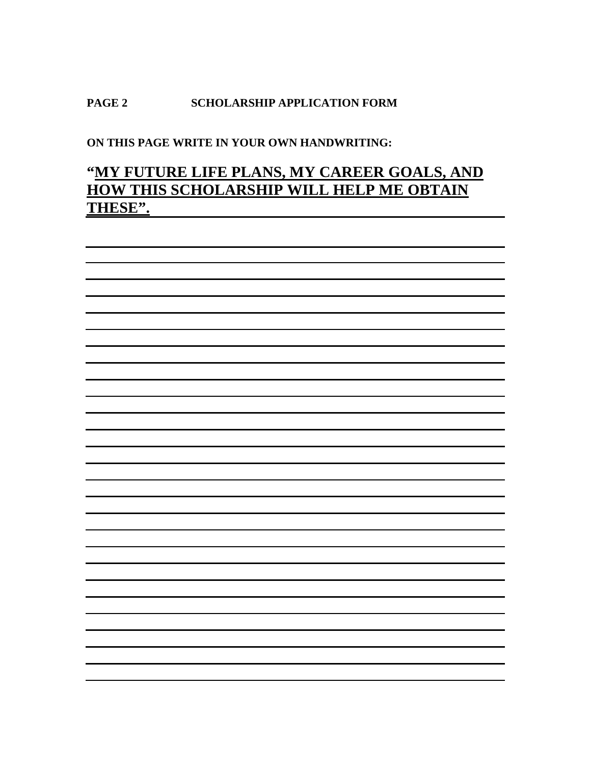**PAGE 2 SCHOLARSHIP APPLICATION FORM**

**ON THIS PAGE WRITE IN YOUR OWN HANDWRITING:**

## "<u>MY FUTURE LIFE PLANS, MY CAREER GOALS, AND HOW THIS SCHOLARSHIP WILL HELP ME OBTAIN THESE".</u>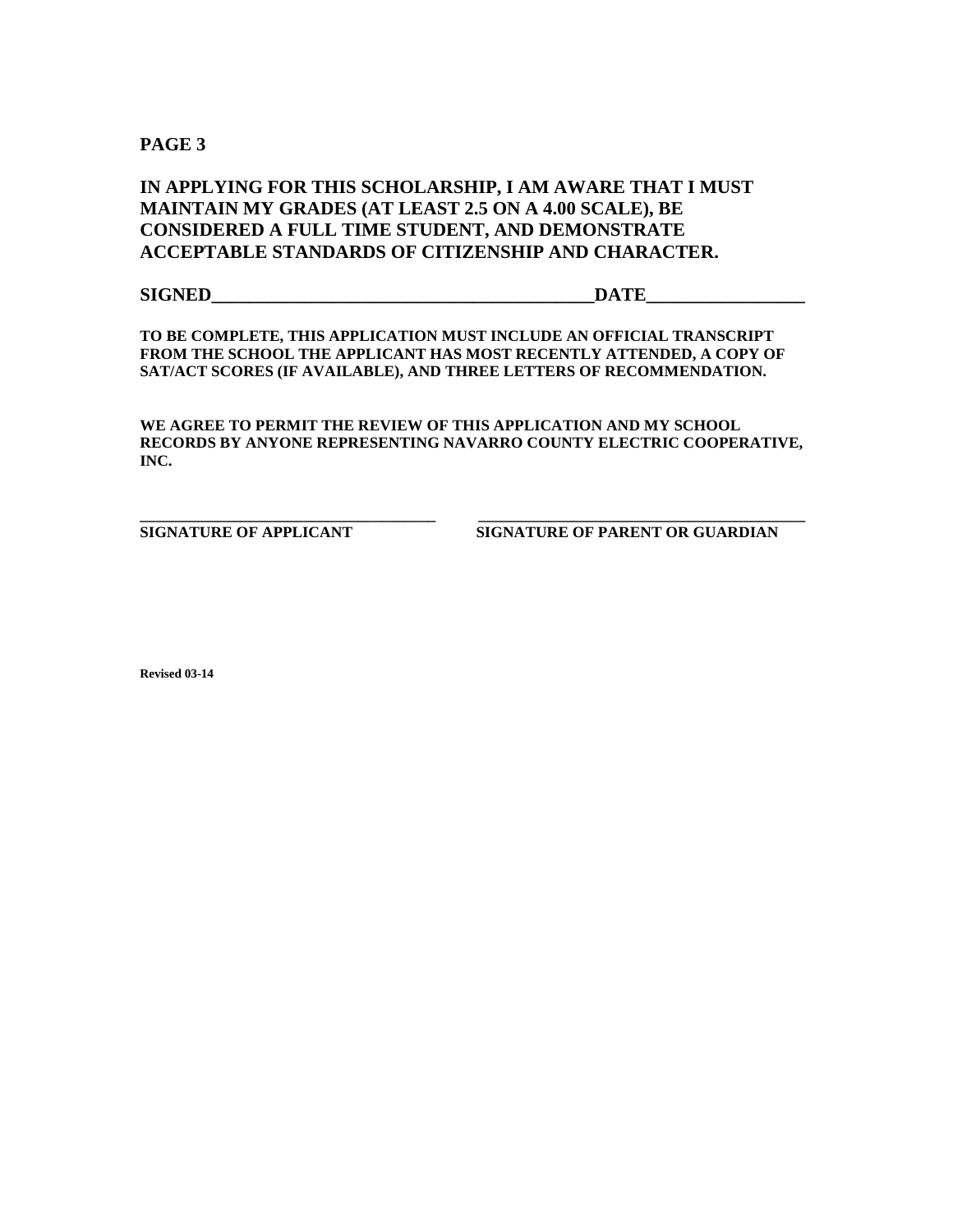**PAGE 3**

**IN APPLYING FOR THIS SCHOLARSHIP, I AM AWARE THAT I MUST MAINTAIN MY GRADES (AT LEAST 2.5 ON A 4.00 SCALE), BE CONSIDERED A FULL TIME STUDENT, AND DEMONSTRATE ACCEPTABLE STANDARDS OF CITIZENSHIP AND CHARACTER.**

**SIGNED_________________________________________DATE________________**

**TO BE COMPLETE, THIS APPLICATION MUST INCLUDE AN OFFICIAL TRANSCRIPT FROM THE SCHOOL THE APPLICANT HAS MOST RECENTLY ATTENDED, A COPY OF SAT/ACT SCORES (IF AVAILABLE), AND THREE LETTERS OF RECOMMENDATION.**

**WE AGREE TO PERMIT THE REVIEW OF THIS APPLICATION AND MY SCHOOL RECORDS BY ANYONE REPRESENTING NAVARRO COUNTY ELECTRIC COOPERATIVE, INC.**

**_________________________________  ____________________________________**

**SIGNATURE OF APPLICANT  SIGNATURE OF PARENT OR GUARDIAN**

**Revised 03-14**